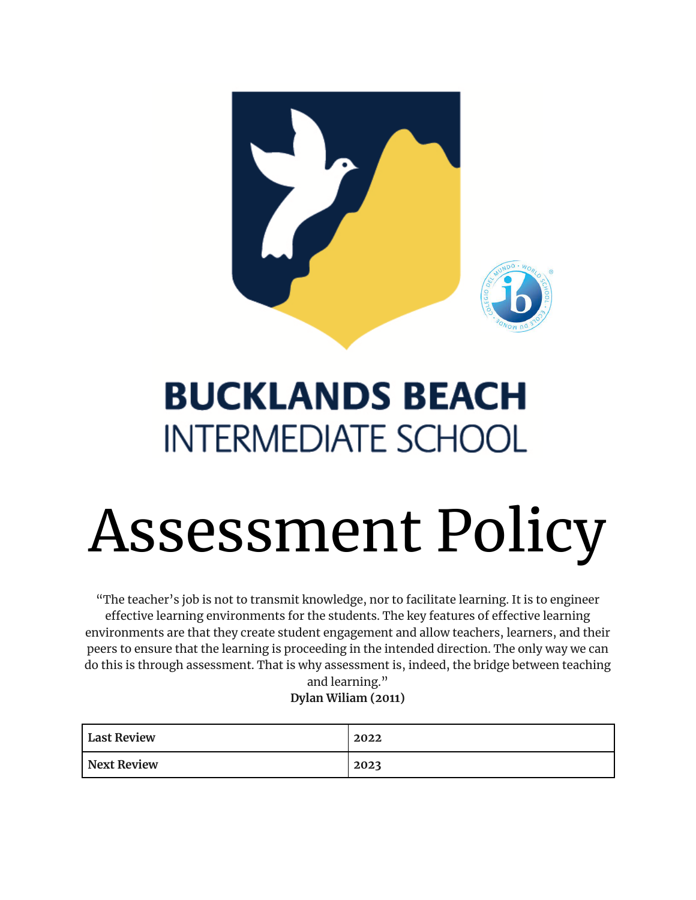# BUCKLANDS BEACH
## INTERMEDIATE SCHOOL

# Assessment Policy

"The teacher's job is not to transmit knowledge, nor to facilitate learning. It is to engineer effective learning environments for the students. The key features of effective learning environments are that they create student engagement and allow teachers, learners, and their peers to ensure that the learning is proceeding in the intended direction. The only way we can do this is through assessment. That is why assessment is, indeed, the bridge between teaching and learning."
**Dylan Wiliam (2011)**

| | |
|---|---|
| **Last Review** | **2022** |
| **Next Review** | **2023** |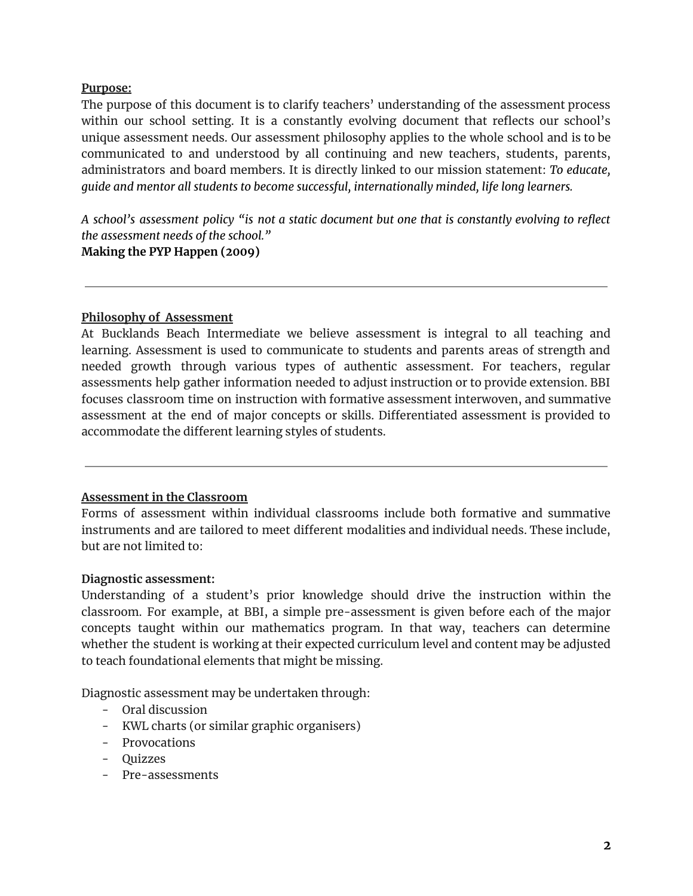## Purpose:

The purpose of this document is to clarify teachers' understanding of the assessment process within our school setting. It is a constantly evolving document that reflects our school's unique assessment needs. Our assessment philosophy applies to the whole school and is to be communicated to and understood by all continuing and new teachers, students, parents, administrators and board members. It is directly linked to our mission statement: ***To educate, guide and mentor all students to become successful, internationally minded, life long learners.***

*A school's assessment policy "is not a static document but one that is constantly evolving to reflect the assessment needs of the school."*
**Making the PYP Happen (2009)**

---

## Philosophy of Assessment

At Bucklands Beach Intermediate we believe assessment is integral to all teaching and learning. Assessment is used to communicate to students and parents areas of strength and needed growth through various types of authentic assessment. For teachers, regular assessments help gather information needed to adjust instruction or to provide extension. BBI focuses classroom time on instruction with formative assessment interwoven, and summative assessment at the end of major concepts or skills. Differentiated assessment is provided to accommodate the different learning styles of students.

---

## Assessment in the Classroom

Forms of assessment within individual classrooms include both formative and summative instruments and are tailored to meet different modalities and individual needs. These include, but are not limited to:

**Diagnostic assessment:**

Understanding of a student's prior knowledge should drive the instruction within the classroom. For example, at BBI, a simple pre-assessment is given before each of the major concepts taught within our mathematics program. In that way, teachers can determine whether the student is working at their expected curriculum level and content may be adjusted to teach foundational elements that might be missing.

Diagnostic assessment may be undertaken through:

- Oral discussion
- KWL charts (or similar graphic organisers)
- Provocations
- Quizzes
- Pre-assessments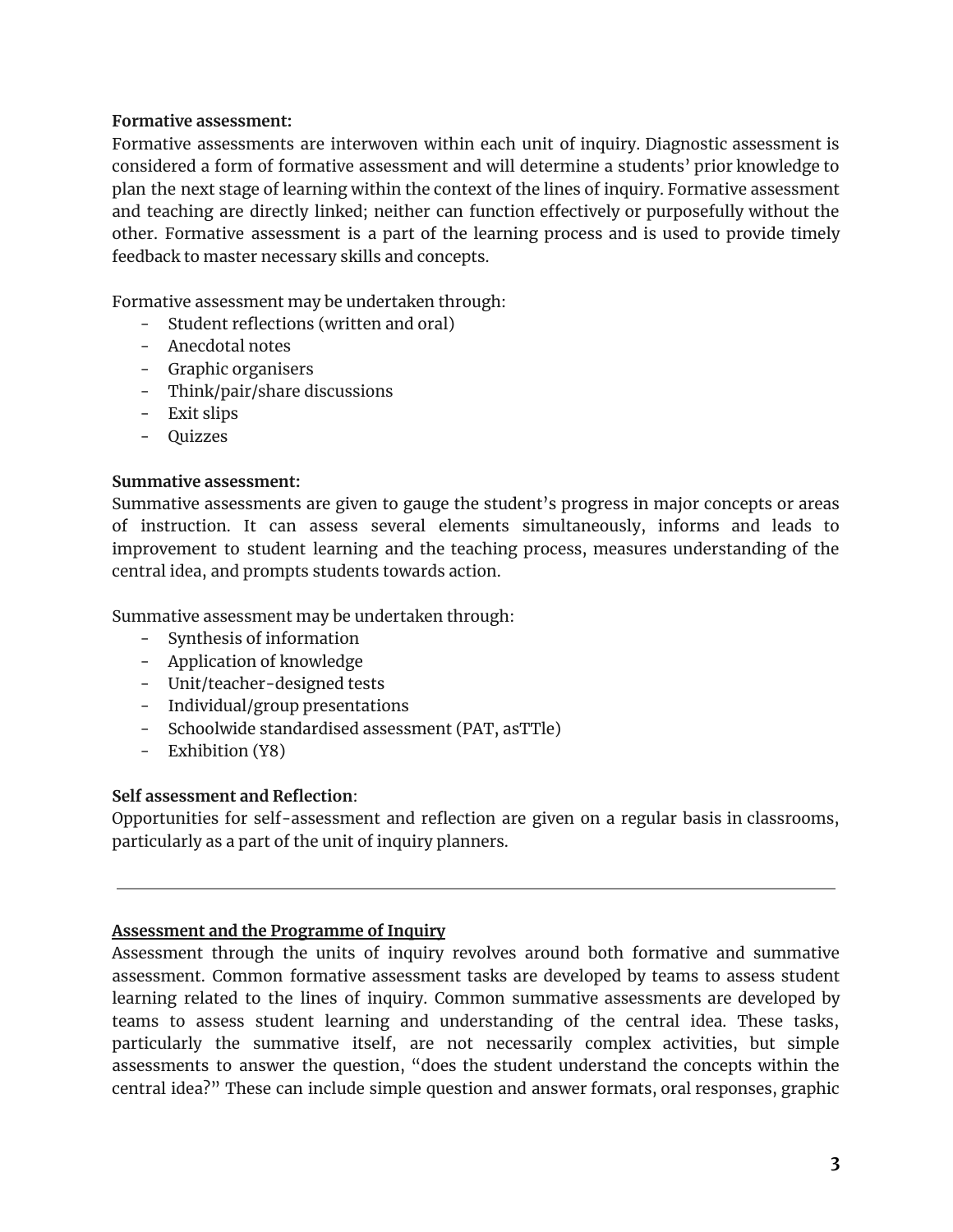**Formative assessment:**

Formative assessments are interwoven within each unit of inquiry. Diagnostic assessment is considered a form of formative assessment and will determine a students' prior knowledge to plan the next stage of learning within the context of the lines of inquiry. Formative assessment and teaching are directly linked; neither can function effectively or purposefully without the other. Formative assessment is a part of the learning process and is used to provide timely feedback to master necessary skills and concepts.

Formative assessment may be undertaken through:

- Student reflections (written and oral)
- Anecdotal notes
- Graphic organisers
- Think/pair/share discussions
- Exit slips
- Quizzes

**Summative assessment:**

Summative assessments are given to gauge the student's progress in major concepts or areas of instruction. It can assess several elements simultaneously, informs and leads to improvement to student learning and the teaching process, measures understanding of the central idea, and prompts students towards action.

Summative assessment may be undertaken through:

- Synthesis of information
- Application of knowledge
- Unit/teacher-designed tests
- Individual/group presentations
- Schoolwide standardised assessment (PAT, asTTle)
- Exhibition (Y8)

**Self assessment and Reflection**:

Opportunities for self-assessment and reflection are given on a regular basis in classrooms, particularly as a part of the unit of inquiry planners.

---

## Assessment and the Programme of Inquiry

Assessment through the units of inquiry revolves around both formative and summative assessment. Common formative assessment tasks are developed by teams to assess student learning related to the lines of inquiry. Common summative assessments are developed by teams to assess student learning and understanding of the central idea. These tasks, particularly the summative itself, are not necessarily complex activities, but simple assessments to answer the question, "does the student understand the concepts within the central idea?" These can include simple question and answer formats, oral responses, graphic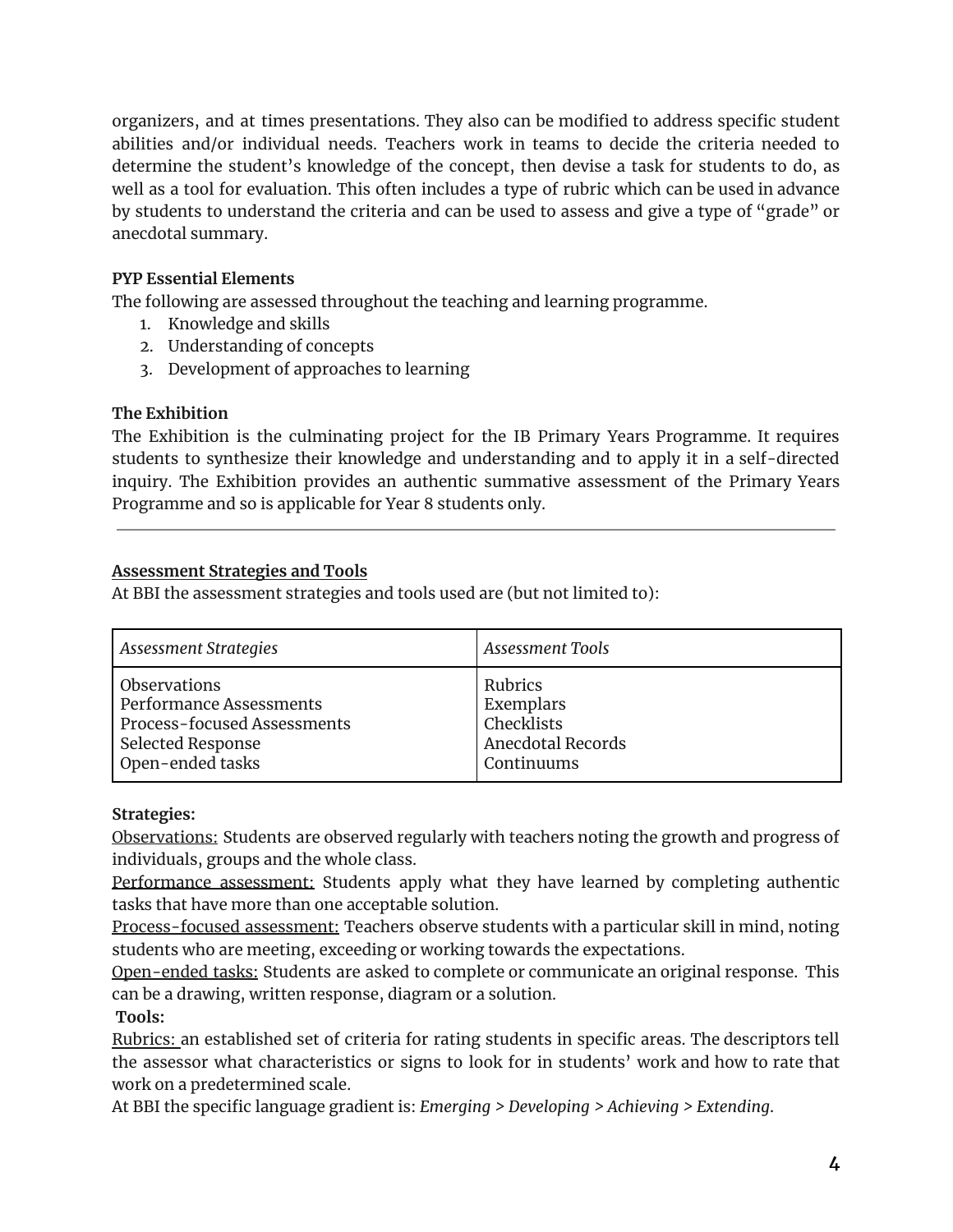organizers, and at times presentations. They also can be modified to address specific student abilities and/or individual needs. Teachers work in teams to decide the criteria needed to determine the student's knowledge of the concept, then devise a task for students to do, as well as a tool for evaluation. This often includes a type of rubric which can be used in advance by students to understand the criteria and can be used to assess and give a type of "grade" or anecdotal summary.

**PYP Essential Elements**

The following are assessed throughout the teaching and learning programme.

1. Knowledge and skills
2. Understanding of concepts
3. Development of approaches to learning

**The Exhibition**

The Exhibition is the culminating project for the IB Primary Years Programme. It requires students to synthesize their knowledge and understanding and to apply it in a self-directed inquiry. The Exhibition provides an authentic summative assessment of the Primary Years Programme and so is applicable for Year 8 students only.

---

<u>**Assessment Strategies and Tools**</u>

At BBI the assessment strategies and tools used are (but not limited to):

| *Assessment Strategies* | *Assessment Tools* |
|---|---|
| Observations<br>Performance Assessments<br>Process-focused Assessments<br>Selected Response<br>Open-ended tasks | Rubrics<br>Exemplars<br>Checklists<br>Anecdotal Records<br>Continuums |

**Strategies:**

<u>Observations:</u> Students are observed regularly with teachers noting the growth and progress of individuals, groups and the whole class.

<u>Performance assessment:</u> Students apply what they have learned by completing authentic tasks that have more than one acceptable solution.

<u>Process-focused assessment:</u> Teachers observe students with a particular skill in mind, noting students who are meeting, exceeding or working towards the expectations.

<u>Open-ended tasks:</u> Students are asked to complete or communicate an original response. This can be a drawing, written response, diagram or a solution.

**Tools:**

<u>Rubrics:</u> an established set of criteria for rating students in specific areas. The descriptors tell the assessor what characteristics or signs to look for in students' work and how to rate that work on a predetermined scale.

At BBI the specific language gradient is: *Emerging > Developing > Achieving > Extending.*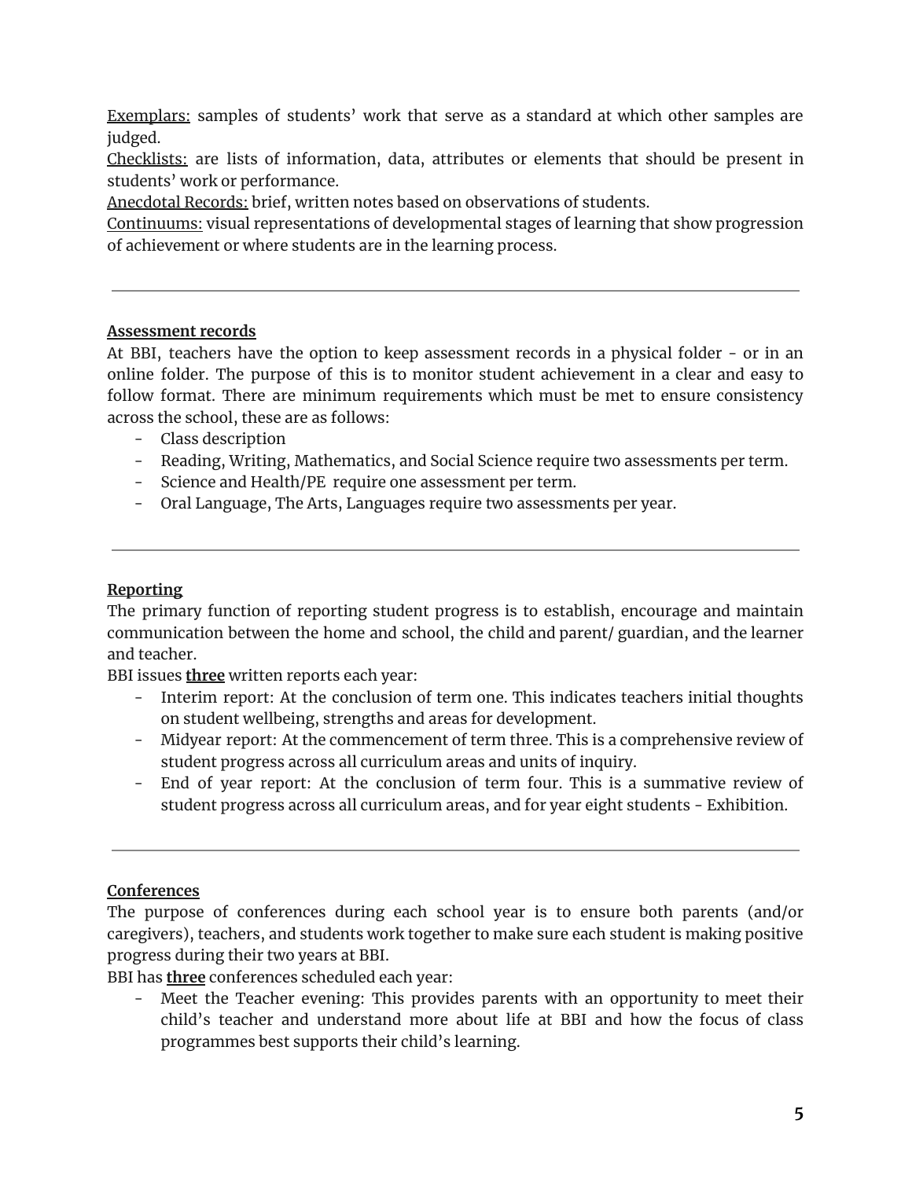<u>Exemplars:</u> samples of students' work that serve as a standard at which other samples are judged.
<u>Checklists:</u> are lists of information, data, attributes or elements that should be present in students' work or performance.
<u>Anecdotal Records:</u> brief, written notes based on observations of students.
<u>Continuums:</u> visual representations of developmental stages of learning that show progression of achievement or where students are in the learning process.

---

**<u>Assessment records</u>**

At BBI, teachers have the option to keep assessment records in a physical folder - or in an online folder. The purpose of this is to monitor student achievement in a clear and easy to follow format. There are minimum requirements which must be met to ensure consistency across the school, these are as follows:

- Class description
- Reading, Writing, Mathematics, and Social Science require two assessments per term.
- Science and Health/PE require one assessment per term.
- Oral Language, The Arts, Languages require two assessments per year.

---

**<u>Reporting</u>**

The primary function of reporting student progress is to establish, encourage and maintain communication between the home and school, the child and parent/ guardian, and the learner and teacher.

BBI issues **<u>three</u>** written reports each year:

- Interim report: At the conclusion of term one. This indicates teachers initial thoughts on student wellbeing, strengths and areas for development.
- Midyear report: At the commencement of term three. This is a comprehensive review of student progress across all curriculum areas and units of inquiry.
- End of year report: At the conclusion of term four. This is a summative review of student progress across all curriculum areas, and for year eight students - Exhibition.

---

**<u>Conferences</u>**

The purpose of conferences during each school year is to ensure both parents (and/or caregivers), teachers, and students work together to make sure each student is making positive progress during their two years at BBI.

BBI has **<u>three</u>** conferences scheduled each year:

- Meet the Teacher evening: This provides parents with an opportunity to meet their child's teacher and understand more about life at BBI and how the focus of class programmes best supports their child's learning.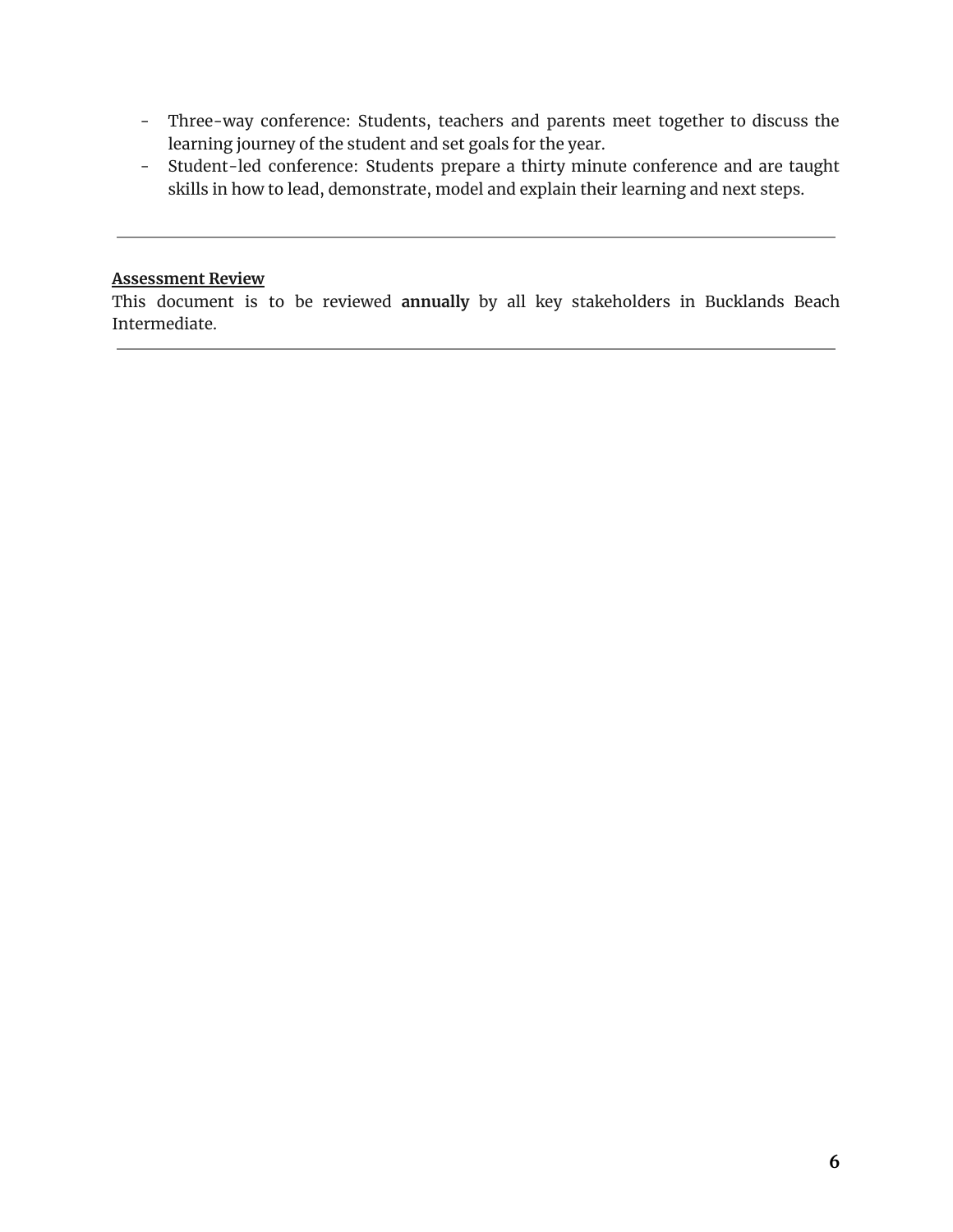- Three-way conference: Students, teachers and parents meet together to discuss the learning journey of the student and set goals for the year.
- Student-led conference: Students prepare a thirty minute conference and are taught skills in how to lead, demonstrate, model and explain their learning and next steps.

---

**Assessment Review**

This document is to be reviewed **annually** by all key stakeholders in Bucklands Beach Intermediate.

---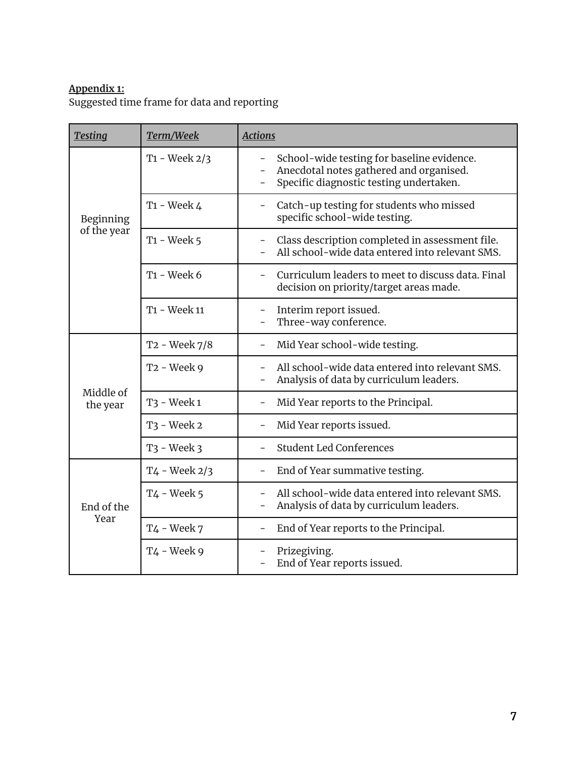**Appendix 1:**

Suggested time frame for data and reporting

| ***Testing*** | ***Term/Week*** | ***Actions*** |
|---|---|---|
| Beginning of the year | T1 - Week 2/3 | - School-wide testing for baseline evidence.<br>- Anecdotal notes gathered and organised.<br>- Specific diagnostic testing undertaken. |
| | T1 - Week 4 | - Catch-up testing for students who missed specific school-wide testing. |
| | T1 - Week 5 | - Class description completed in assessment file.<br>- All school-wide data entered into relevant SMS. |
| | T1 - Week 6 | - Curriculum leaders to meet to discuss data. Final decision on priority/target areas made. |
| | T1 - Week 11 | - Interim report issued.<br>- Three-way conference. |
| Middle of the year | T2 - Week 7/8 | - Mid Year school-wide testing. |
| | T2 - Week 9 | - All school-wide data entered into relevant SMS.<br>- Analysis of data by curriculum leaders. |
| | T3 - Week 1 | - Mid Year reports to the Principal. |
| | T3 - Week 2 | - Mid Year reports issued. |
| | T3 - Week 3 | - Student Led Conferences |
| End of the Year | T4 - Week 2/3 | - End of Year summative testing. |
| | T4 - Week 5 | - All school-wide data entered into relevant SMS.<br>- Analysis of data by curriculum leaders. |
| | T4 - Week 7 | - End of Year reports to the Principal. |
| | T4 - Week 9 | - Prizegiving.<br>- End of Year reports issued. |